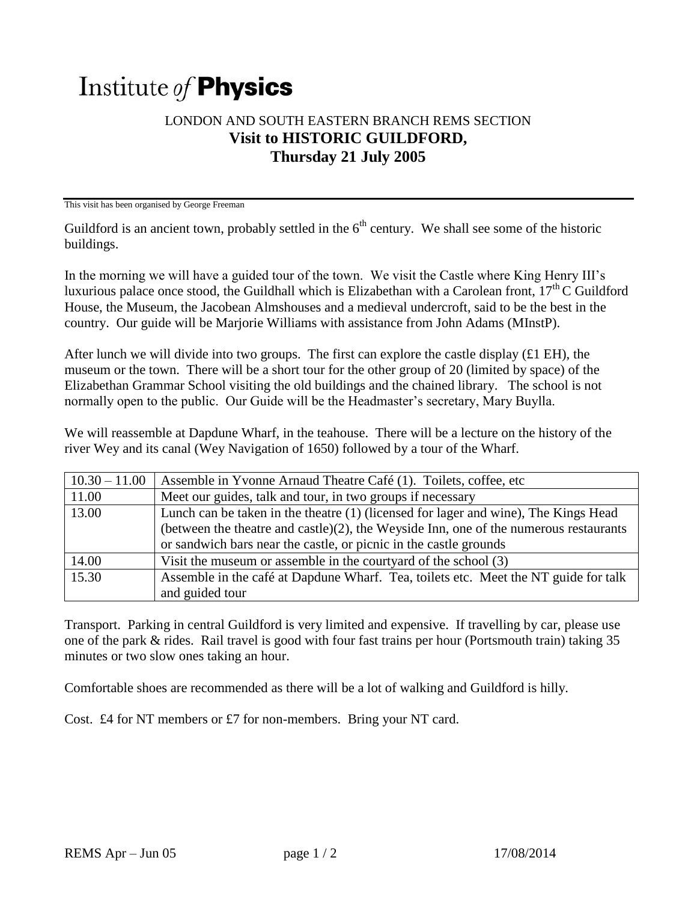# Institute *of* **Physics**

## LONDON AND SOUTH EASTERN BRANCH REMS SECTION
## **Visit to HISTORIC GUILDFORD, Thursday 21 July 2005**

This visit has been organised by George Freeman

---

Guildford is an ancient town, probably settled in the 6th century. We shall see some of the historic buildings.

In the morning we will have a guided tour of the town. We visit the Castle where King Henry III's luxurious palace once stood, the Guildhall which is Elizabethan with a Carolean front, 17th C Guildford House, the Museum, the Jacobean Almshouses and a medieval undercroft, said to be the best in the country. Our guide will be Marjorie Williams with assistance from John Adams (MInstP).

After lunch we will divide into two groups. The first can explore the castle display (£1 EH), the museum or the town. There will be a short tour for the other group of 20 (limited by space) of the Elizabethan Grammar School visiting the old buildings and the chained library. The school is not normally open to the public. Our Guide will be the Headmaster's secretary, Mary Buylla.

We will reassemble at Dapdune Wharf, in the teahouse. There will be a lecture on the history of the river Wey and its canal (Wey Navigation of 1650) followed by a tour of the Wharf.

| | |
|---|---|
| 10.30 – 11.00 | Assemble in Yvonne Arnaud Theatre Café (1). Toilets, coffee, etc |
| 11.00 | Meet our guides, talk and tour, in two groups if necessary |
| 13.00 | Lunch can be taken in the theatre (1) (licensed for lager and wine), The Kings Head (between the theatre and castle)(2), the Weyside Inn, one of the numerous restaurants or sandwich bars near the castle, or picnic in the castle grounds |
| 14.00 | Visit the museum or assemble in the courtyard of the school (3) |
| 15.30 | Assemble in the café at Dapdune Wharf. Tea, toilets etc. Meet the NT guide for talk and guided tour |

Transport. Parking in central Guildford is very limited and expensive. If travelling by car, please use one of the park & rides. Rail travel is good with four fast trains per hour (Portsmouth train) taking 35 minutes or two slow ones taking an hour.

Comfortable shoes are recommended as there will be a lot of walking and Guildford is hilly.

Cost. £4 for NT members or £7 for non-members. Bring your NT card.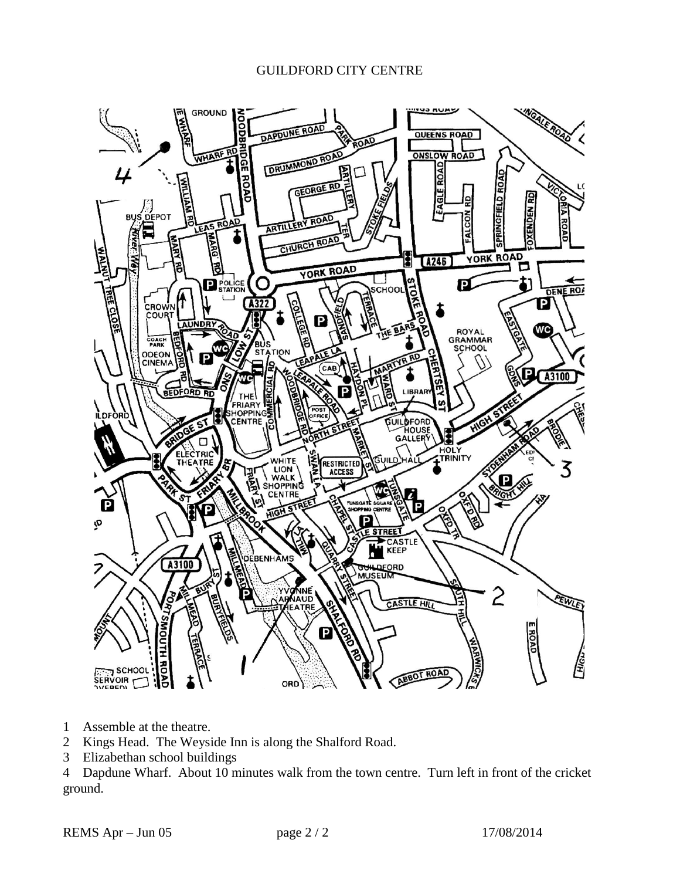GUILDFORD CITY CENTRE

1 Assemble at the theatre.
2 Kings Head. The Weyside Inn is along the Shalford Road.
3 Elizabethan school buildings
4 Dapdune Wharf. About 10 minutes walk from the town centre. Turn left in front of the cricket ground.